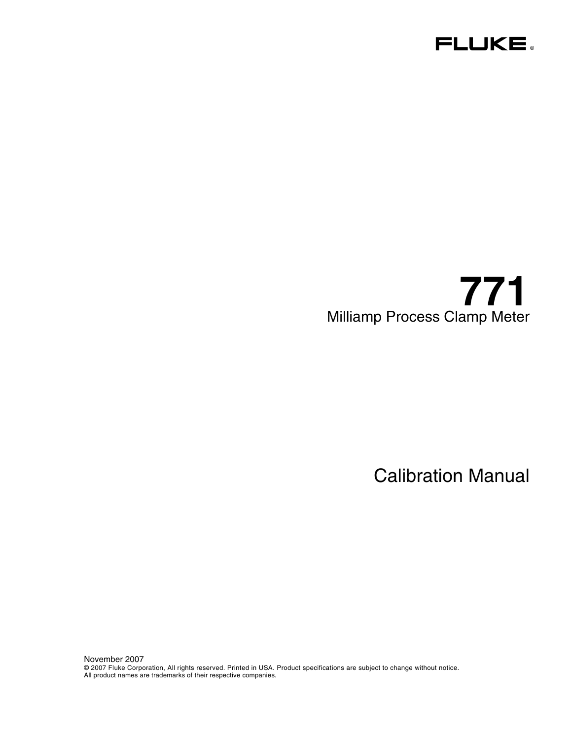FLUKE ®

# 771

## Milliamp Process Clamp Meter

# Calibration Manual

November 2007

© 2007 Fluke Corporation, All rights reserved. Printed in USA. Product specifications are subject to change without notice.
All product names are trademarks of their respective companies.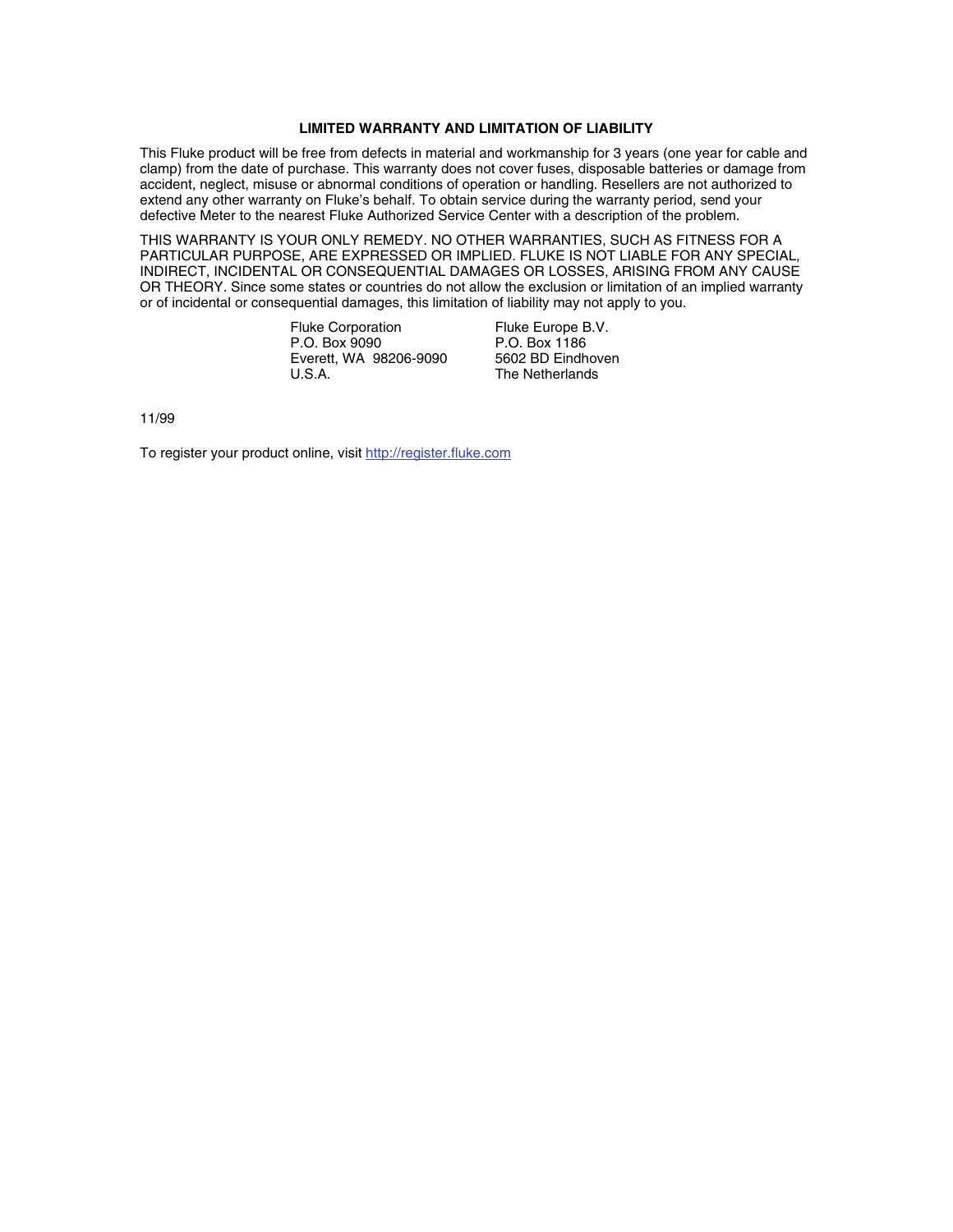## LIMITED WARRANTY AND LIMITATION OF LIABILITY

This Fluke product will be free from defects in material and workmanship for 3 years (one year for cable and clamp) from the date of purchase. This warranty does not cover fuses, disposable batteries or damage from accident, neglect, misuse or abnormal conditions of operation or handling. Resellers are not authorized to extend any other warranty on Fluke's behalf. To obtain service during the warranty period, send your defective Meter to the nearest Fluke Authorized Service Center with a description of the problem.

THIS WARRANTY IS YOUR ONLY REMEDY. NO OTHER WARRANTIES, SUCH AS FITNESS FOR A PARTICULAR PURPOSE, ARE EXPRESSED OR IMPLIED. FLUKE IS NOT LIABLE FOR ANY SPECIAL, INDIRECT, INCIDENTAL OR CONSEQUENTIAL DAMAGES OR LOSSES, ARISING FROM ANY CAUSE OR THEORY. Since some states or countries do not allow the exclusion or limitation of an implied warranty or of incidental or consequential damages, this limitation of liability may not apply to you.

Fluke Corporation
P.O. Box 9090
Everett, WA 98206-9090
U.S.A.

Fluke Europe B.V.
P.O. Box 1186
5602 BD Eindhoven
The Netherlands

11/99

To register your product online, visit http://register.fluke.com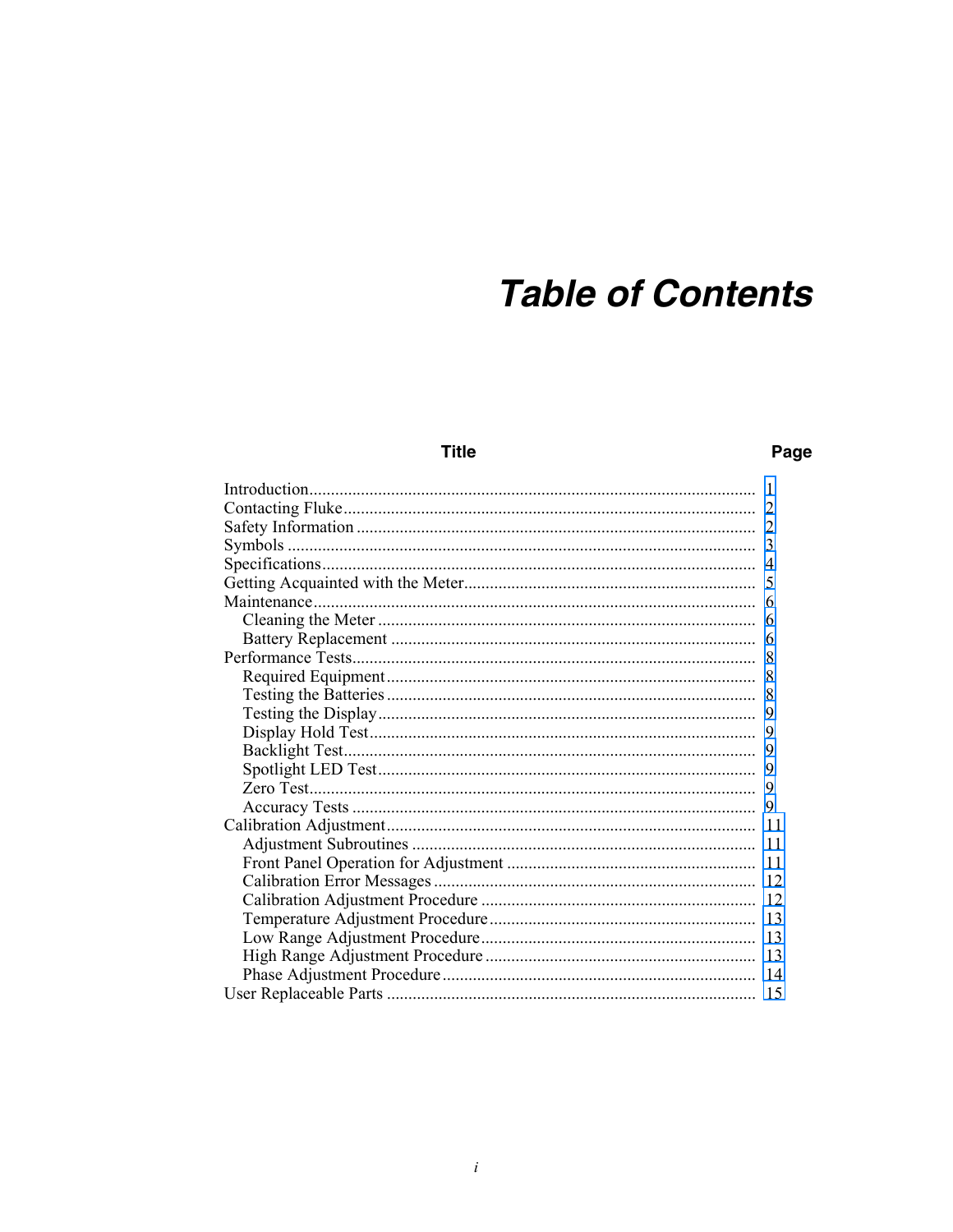# Table of Contents

| Title | Page |
|---|---|
| Introduction | 1 |
| Contacting Fluke | 2 |
| Safety Information | 2 |
| Symbols | 3 |
| Specifications | 4 |
| Getting Acquainted with the Meter | 5 |
| Maintenance | 6 |
| Cleaning the Meter | 6 |
| Battery Replacement | 6 |
| Performance Tests | 8 |
| Required Equipment | 8 |
| Testing the Batteries | 8 |
| Testing the Display | 9 |
| Display Hold Test | 9 |
| Backlight Test | 9 |
| Spotlight LED Test | 9 |
| Zero Test | 9 |
| Accuracy Tests | 9 |
| Calibration Adjustment | 11 |
| Adjustment Subroutines | 11 |
| Front Panel Operation for Adjustment | 11 |
| Calibration Error Messages | 12 |
| Calibration Adjustment Procedure | 12 |
| Temperature Adjustment Procedure | 13 |
| Low Range Adjustment Procedure | 13 |
| High Range Adjustment Procedure | 13 |
| Phase Adjustment Procedure | 14 |
| User Replaceable Parts | 15 |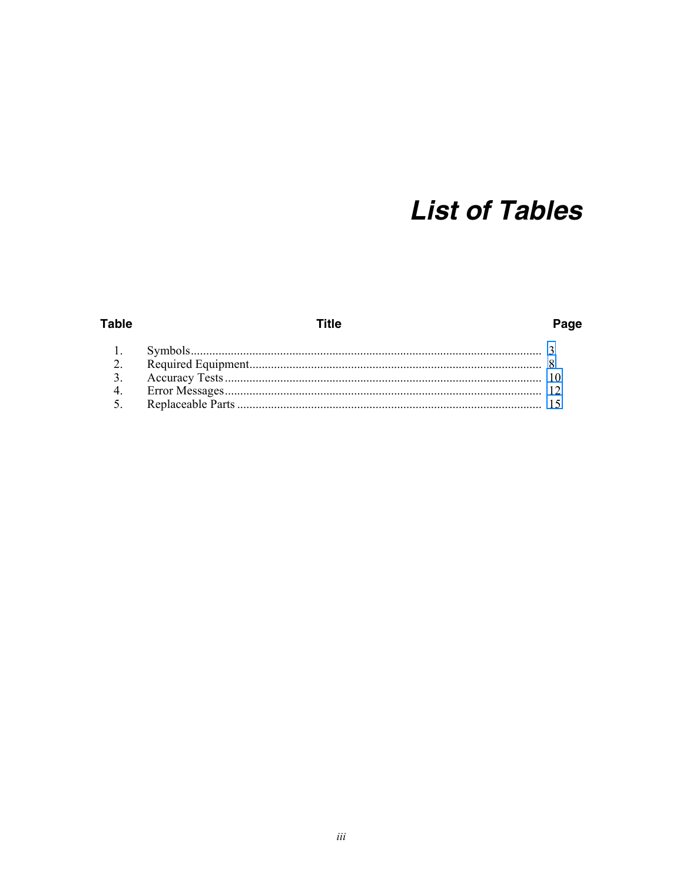# *List of Tables*

| Table | Title | Page |
|---|---|---|
| 1. | Symbols | 3 |
| 2. | Required Equipment | 8 |
| 3. | Accuracy Tests | 10 |
| 4. | Error Messages | 12 |
| 5. | Replaceable Parts | 15 |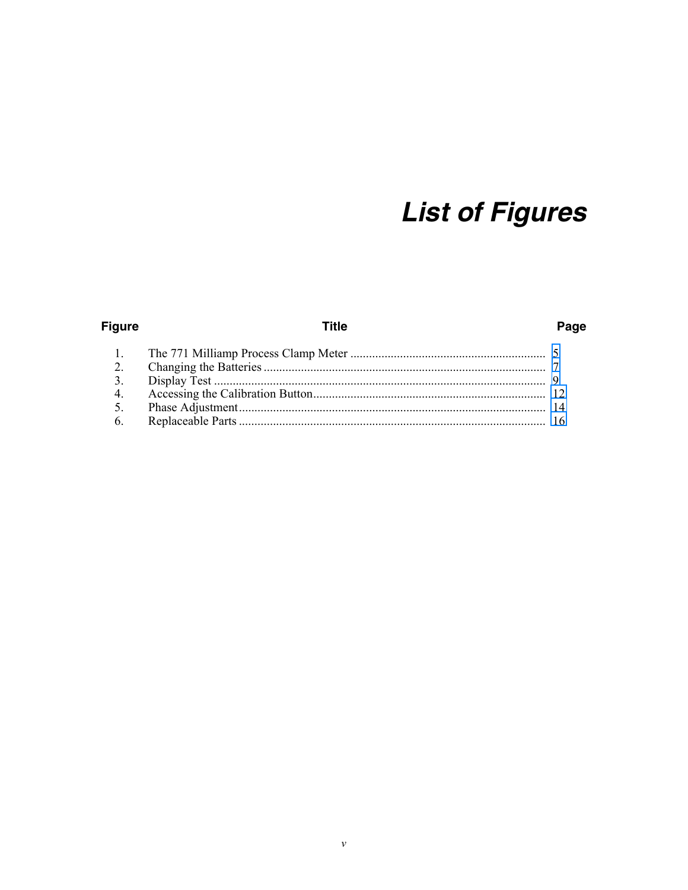# *List of Figures*

| Figure | Title | Page |
|---|---|---|
| 1. | The 771 Milliamp Process Clamp Meter | 5 |
| 2. | Changing the Batteries | 7 |
| 3. | Display Test | 9 |
| 4. | Accessing the Calibration Button | 12 |
| 5. | Phase Adjustment | 14 |
| 6. | Replaceable Parts | 16 |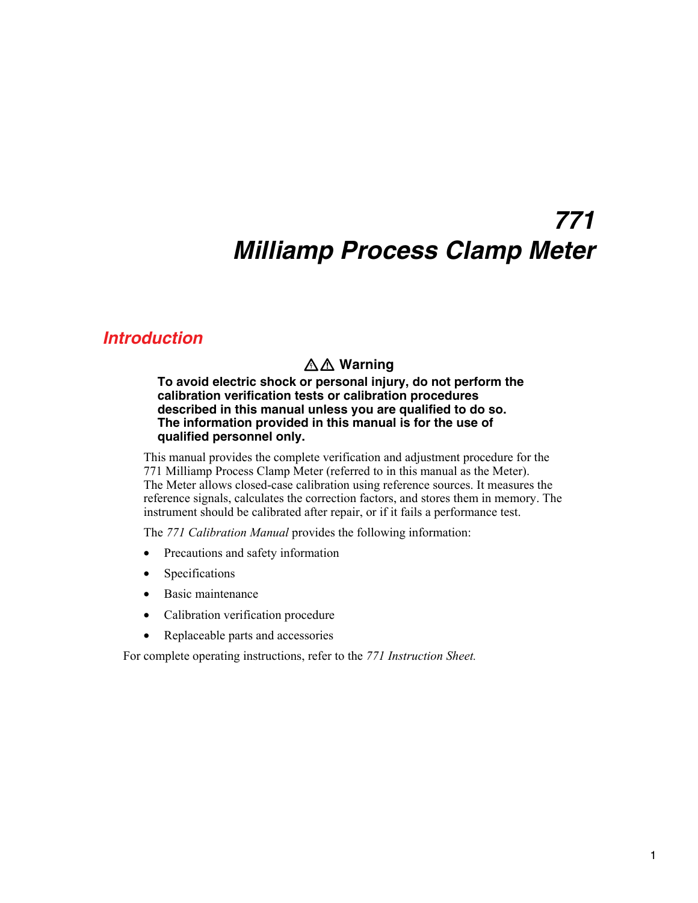# 771
# Milliamp Process Clamp Meter

## Introduction

### ⚠⚠ Warning

**To avoid electric shock or personal injury, do not perform the calibration verification tests or calibration procedures described in this manual unless you are qualified to do so. The information provided in this manual is for the use of qualified personnel only.**

This manual provides the complete verification and adjustment procedure for the 771 Milliamp Process Clamp Meter (referred to in this manual as the Meter). The Meter allows closed-case calibration using reference sources. It measures the reference signals, calculates the correction factors, and stores them in memory. The instrument should be calibrated after repair, or if it fails a performance test.

The *771 Calibration Manual* provides the following information:

- Precautions and safety information
- Specifications
- Basic maintenance
- Calibration verification procedure
- Replaceable parts and accessories

For complete operating instructions, refer to the *771 Instruction Sheet.*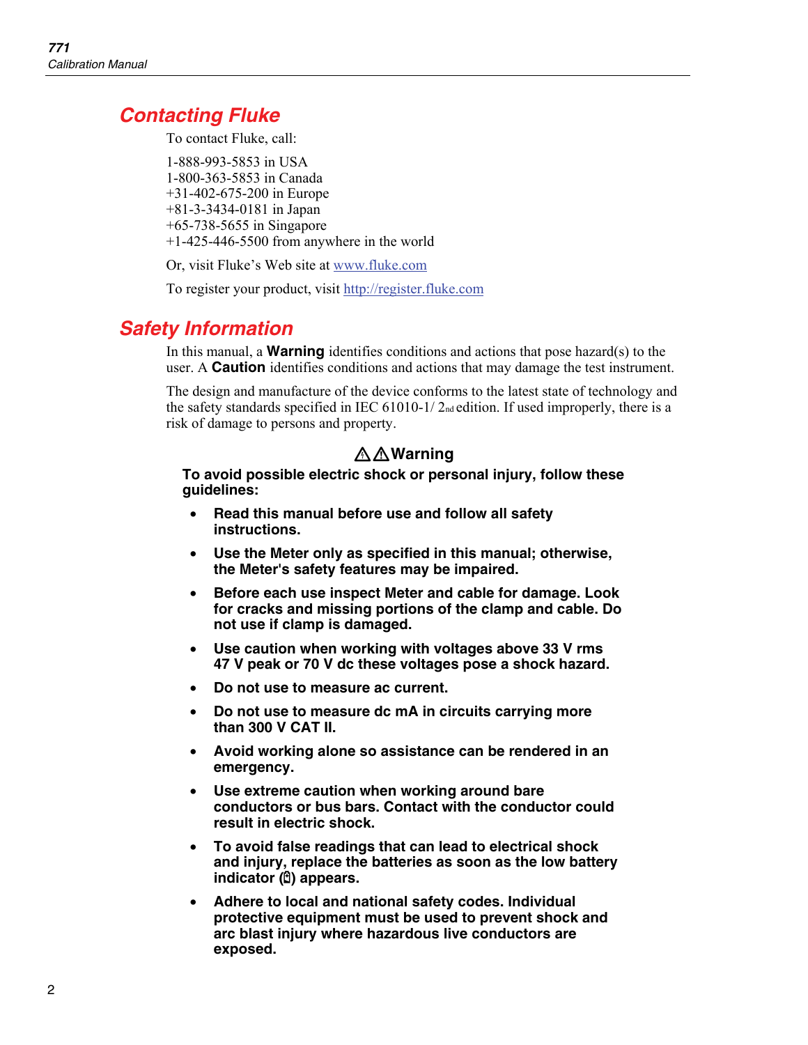## Contacting Fluke

To contact Fluke, call:

1-888-993-5853 in USA
1-800-363-5853 in Canada
+31-402-675-200 in Europe
+81-3-3434-0181 in Japan
+65-738-5655 in Singapore
+1-425-446-5500 from anywhere in the world

Or, visit Fluke's Web site at www.fluke.com

To register your product, visit http://register.fluke.com

## Safety Information

In this manual, a **Warning** identifies conditions and actions that pose hazard(s) to the user. A **Caution** identifies conditions and actions that may damage the test instrument.

The design and manufacture of the device conforms to the latest state of technology and the safety standards specified in IEC 61010-1/ 2nd edition. If used improperly, there is a risk of damage to persons and property.

**⚠⚠Warning**

**To avoid possible electric shock or personal injury, follow these guidelines:**

- **Read this manual before use and follow all safety instructions.**
- **Use the Meter only as specified in this manual; otherwise, the Meter's safety features may be impaired.**
- **Before each use inspect Meter and cable for damage. Look for cracks and missing portions of the clamp and cable. Do not use if clamp is damaged.**
- **Use caution when working with voltages above 33 V rms 47 V peak or 70 V dc these voltages pose a shock hazard.**
- **Do not use to measure ac current.**
- **Do not use to measure dc mA in circuits carrying more than 300 V CAT II.**
- **Avoid working alone so assistance can be rendered in an emergency.**
- **Use extreme caution when working around bare conductors or bus bars. Contact with the conductor could result in electric shock.**
- **To avoid false readings that can lead to electrical shock and injury, replace the batteries as soon as the low battery indicator (🔋) appears.**
- **Adhere to local and national safety codes. Individual protective equipment must be used to prevent shock and arc blast injury where hazardous live conductors are exposed.**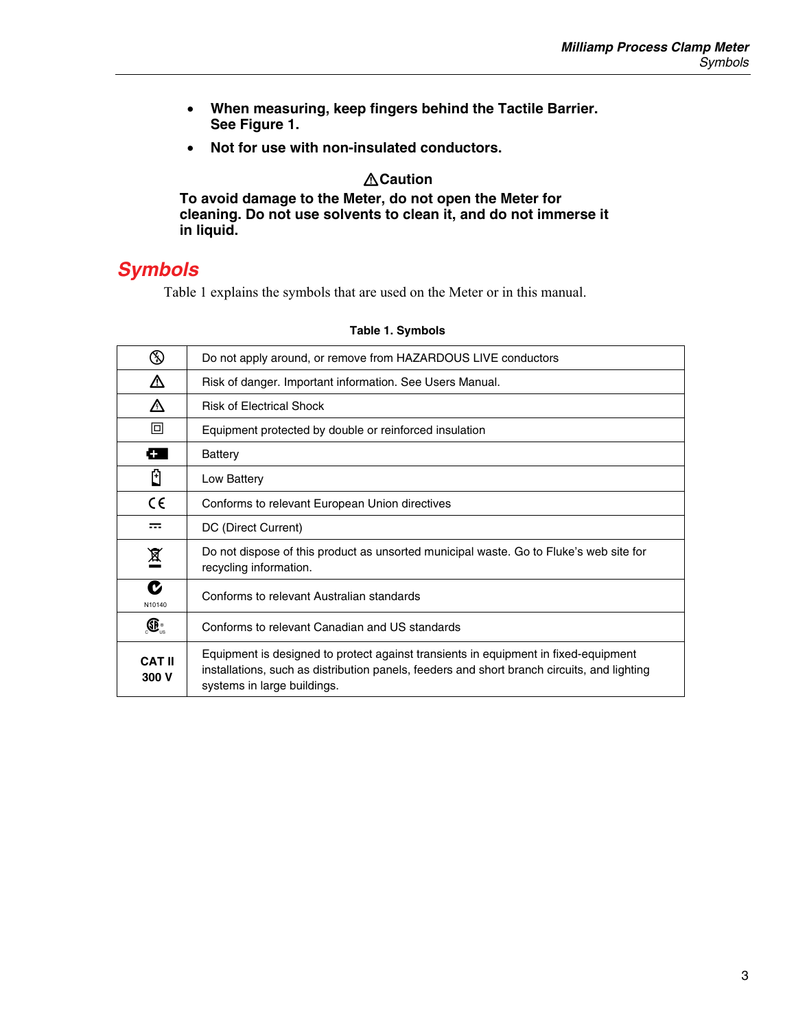- **When measuring, keep fingers behind the Tactile Barrier. See Figure 1.**
- **Not for use with non-insulated conductors.**

**⚠Caution**

**To avoid damage to the Meter, do not open the Meter for cleaning. Do not use solvents to clean it, and do not immerse it in liquid.**

## Symbols

Table 1 explains the symbols that are used on the Meter or in this manual.

**Table 1. Symbols**

| | |
|---|---|
| | Do not apply around, or remove from HAZARDOUS LIVE conductors |
| ⚠ | Risk of danger. Important information. See Users Manual. |
| ⚠ | Risk of Electrical Shock |
| ⧈ | Equipment protected by double or reinforced insulation |
| | Battery |
| | Low Battery |
| CE | Conforms to relevant European Union directives |
| ⎓ | DC (Direct Current) |
| | Do not dispose of this product as unsorted municipal waste. Go to Fluke's web site for recycling information. |
| N10140 | Conforms to relevant Australian standards |
| | Conforms to relevant Canadian and US standards |
| **CAT II 300 V** | Equipment is designed to protect against transients in equipment in fixed-equipment installations, such as distribution panels, feeders and short branch circuits, and lighting systems in large buildings. |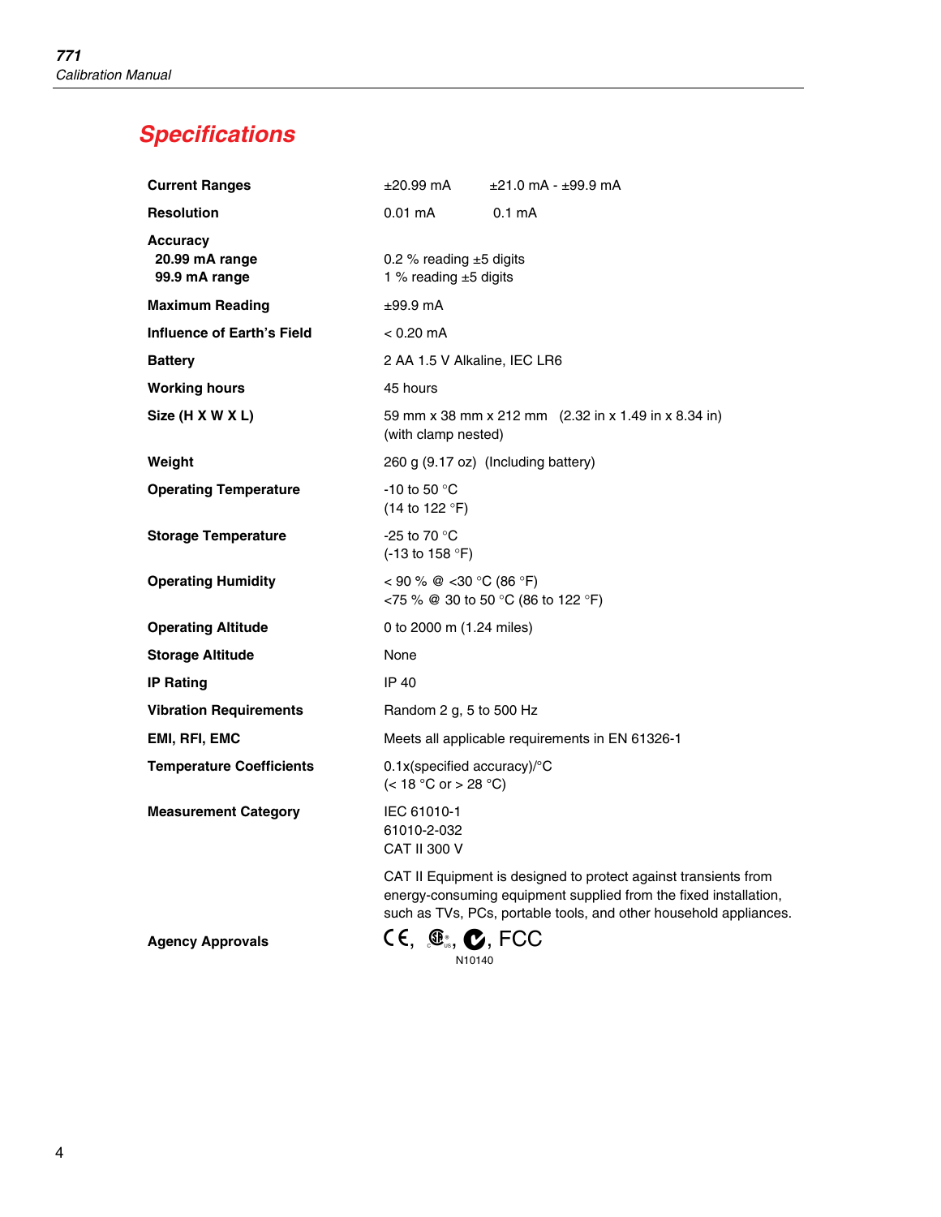# Specifications

| | | |
|---|---|---|
| **Current Ranges** | ±20.99 mA | ±21.0 mA - ±99.9 mA |
| **Resolution** | 0.01 mA | 0.1 mA |
| **Accuracy** | | |
| **20.99 mA range** | 0.2 % reading ±5 digits | |
| **99.9 mA range** | 1 % reading ±5 digits | |
| **Maximum Reading** | ±99.9 mA | |
| **Influence of Earth's Field** | < 0.20 mA | |
| **Battery** | 2 AA 1.5 V Alkaline, IEC LR6 | |
| **Working hours** | 45 hours | |
| **Size (H X W X L)** | 59 mm x 38 mm x 212 mm (2.32 in x 1.49 in x 8.34 in) (with clamp nested) | |
| **Weight** | 260 g (9.17 oz) (Including battery) | |
| **Operating Temperature** | -10 to 50 °C (14 to 122 °F) | |
| **Storage Temperature** | -25 to 70 °C (-13 to 158 °F) | |
| **Operating Humidity** | < 90 % @ <30 °C (86 °F) <br> <75 % @ 30 to 50 °C (86 to 122 °F) | |
| **Operating Altitude** | 0 to 2000 m (1.24 miles) | |
| **Storage Altitude** | None | |
| **IP Rating** | IP 40 | |
| **Vibration Requirements** | Random 2 g, 5 to 500 Hz | |
| **EMI, RFI, EMC** | Meets all applicable requirements in EN 61326-1 | |
| **Temperature Coefficients** | 0.1x(specified accuracy)/°C (< 18 °C or > 28 °C) | |
| **Measurement Category** | IEC 61010-1 <br> 61010-2-032 <br> CAT II 300 V | |
| | CAT II Equipment is designed to protect against transients from energy-consuming equipment supplied from the fixed installation, such as TVs, PCs, portable tools, and other household appliances. | |
| **Agency Approvals** | CE, CSA, C-tick (N10140), FCC | |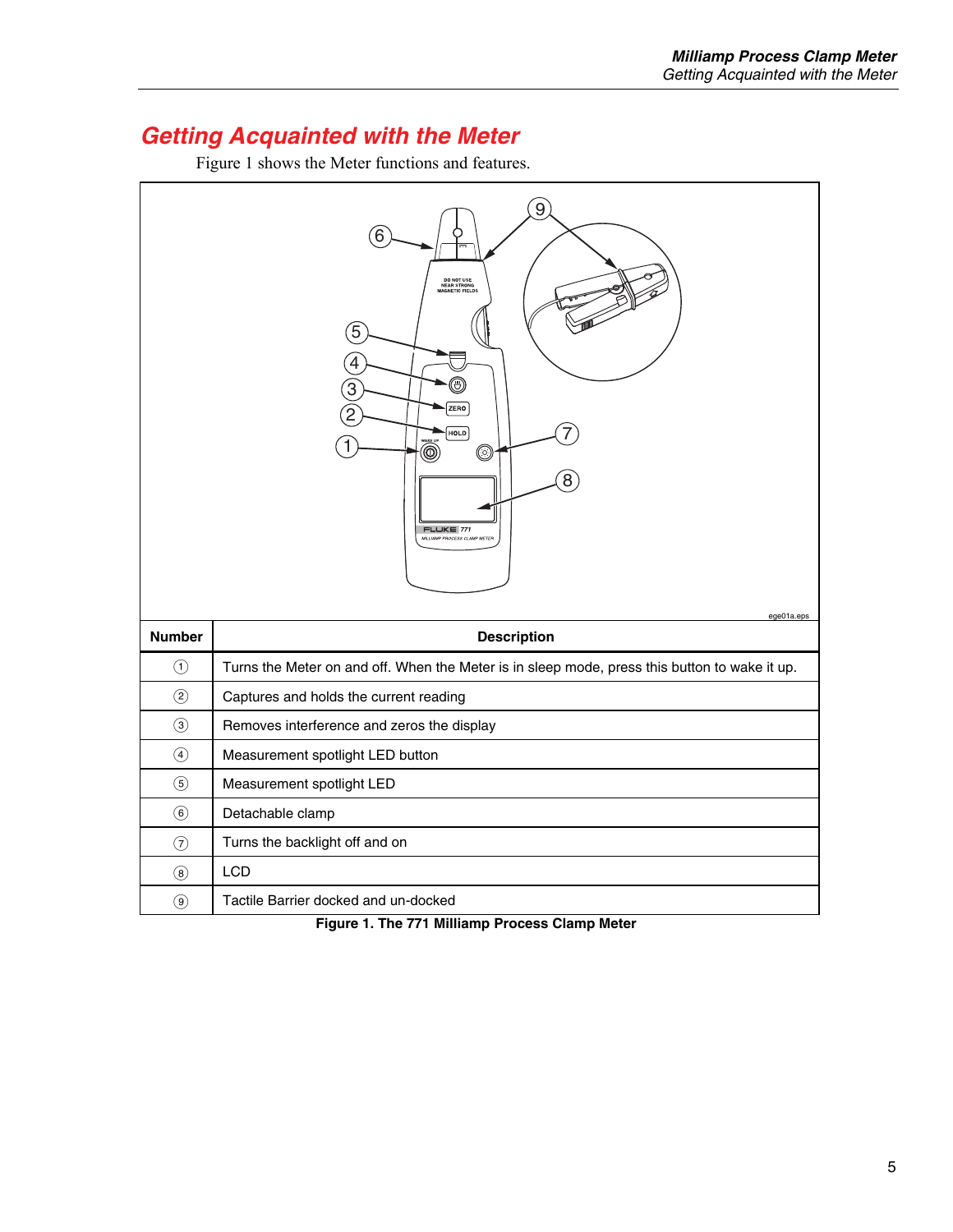## Getting Acquainted with the Meter

Figure 1 shows the Meter functions and features.

| Number | Description |
|---|---|
| ① | Turns the Meter on and off. When the Meter is in sleep mode, press this button to wake it up. |
| ② | Captures and holds the current reading |
| ③ | Removes interference and zeros the display |
| ④ | Measurement spotlight LED button |
| ⑤ | Measurement spotlight LED |
| ⑥ | Detachable clamp |
| ⑦ | Turns the backlight off and on |
| ⑧ | LCD |
| ⑨ | Tactile Barrier docked and un-docked |

**Figure 1. The 771 Milliamp Process Clamp Meter**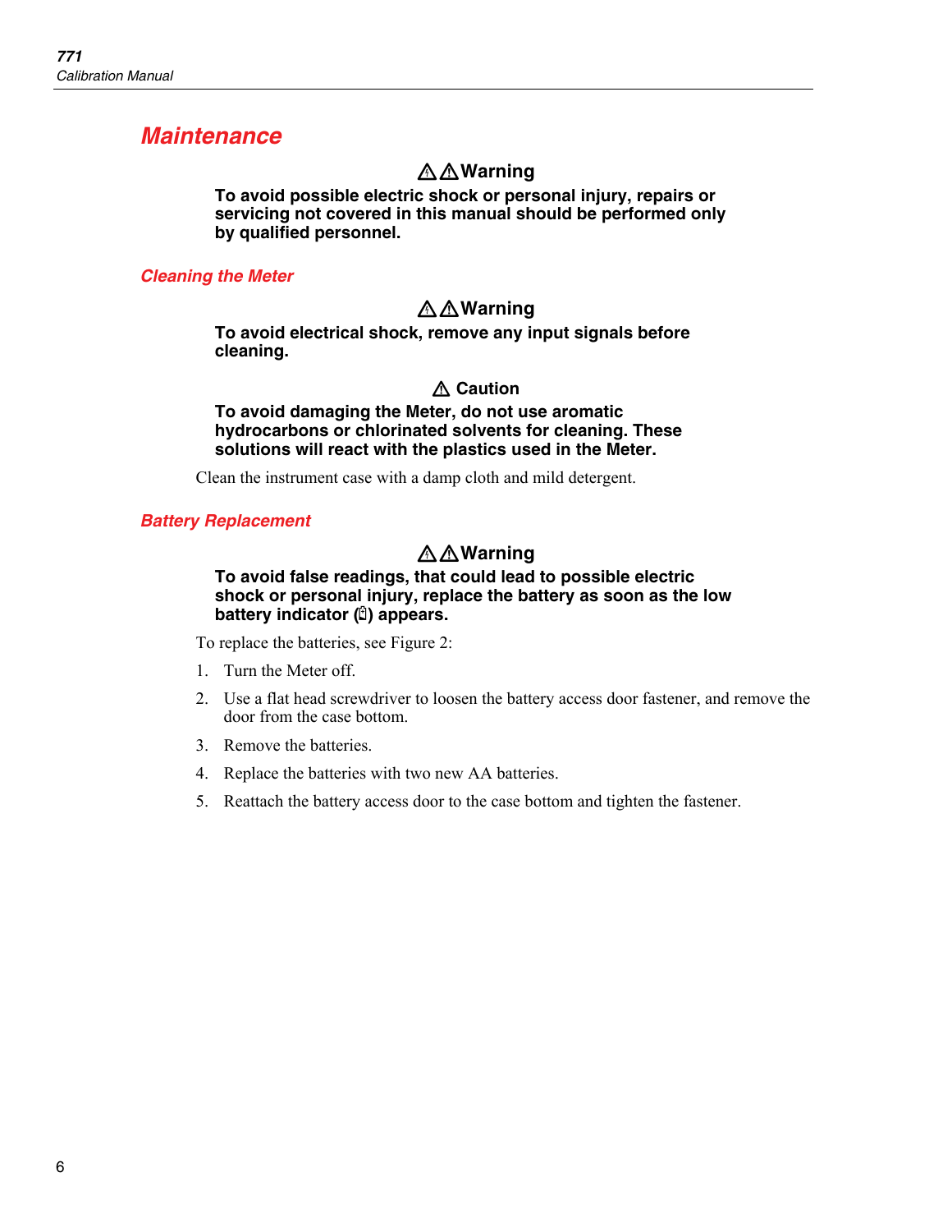## Maintenance

**⚠⚠Warning**

**To avoid possible electric shock or personal injury, repairs or servicing not covered in this manual should be performed only by qualified personnel.**

### Cleaning the Meter

**⚠⚠Warning**

**To avoid electrical shock, remove any input signals before cleaning.**

**⚠ Caution**

**To avoid damaging the Meter, do not use aromatic hydrocarbons or chlorinated solvents for cleaning. These solutions will react with the plastics used in the Meter.**

Clean the instrument case with a damp cloth and mild detergent.

### Battery Replacement

**⚠⚠Warning**

**To avoid false readings, that could lead to possible electric shock or personal injury, replace the battery as soon as the low battery indicator (🔋) appears.**

To replace the batteries, see Figure 2:

1. Turn the Meter off.
2. Use a flat head screwdriver to loosen the battery access door fastener, and remove the door from the case bottom.
3. Remove the batteries.
4. Replace the batteries with two new AA batteries.
5. Reattach the battery access door to the case bottom and tighten the fastener.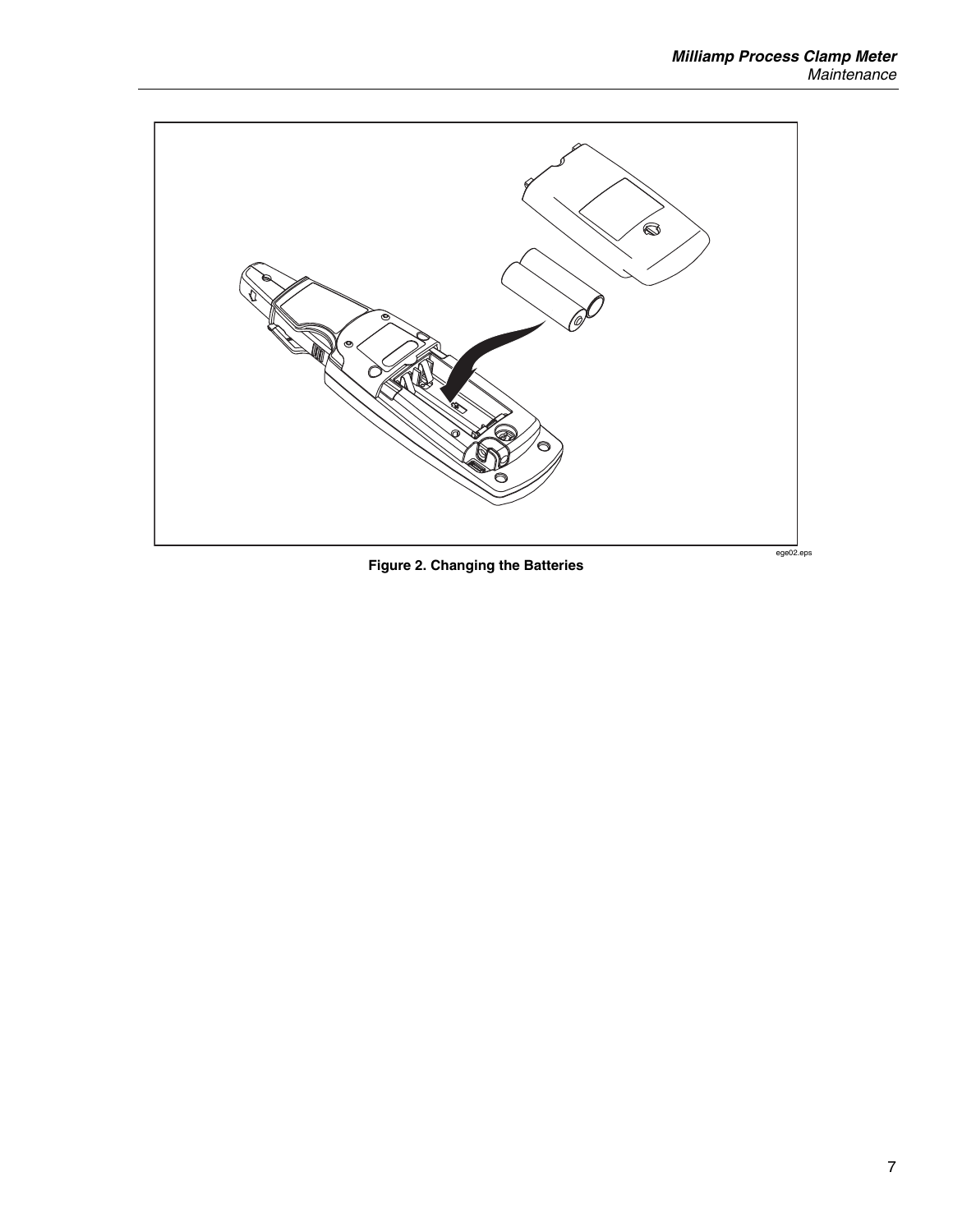Figure 2. Changing the Batteries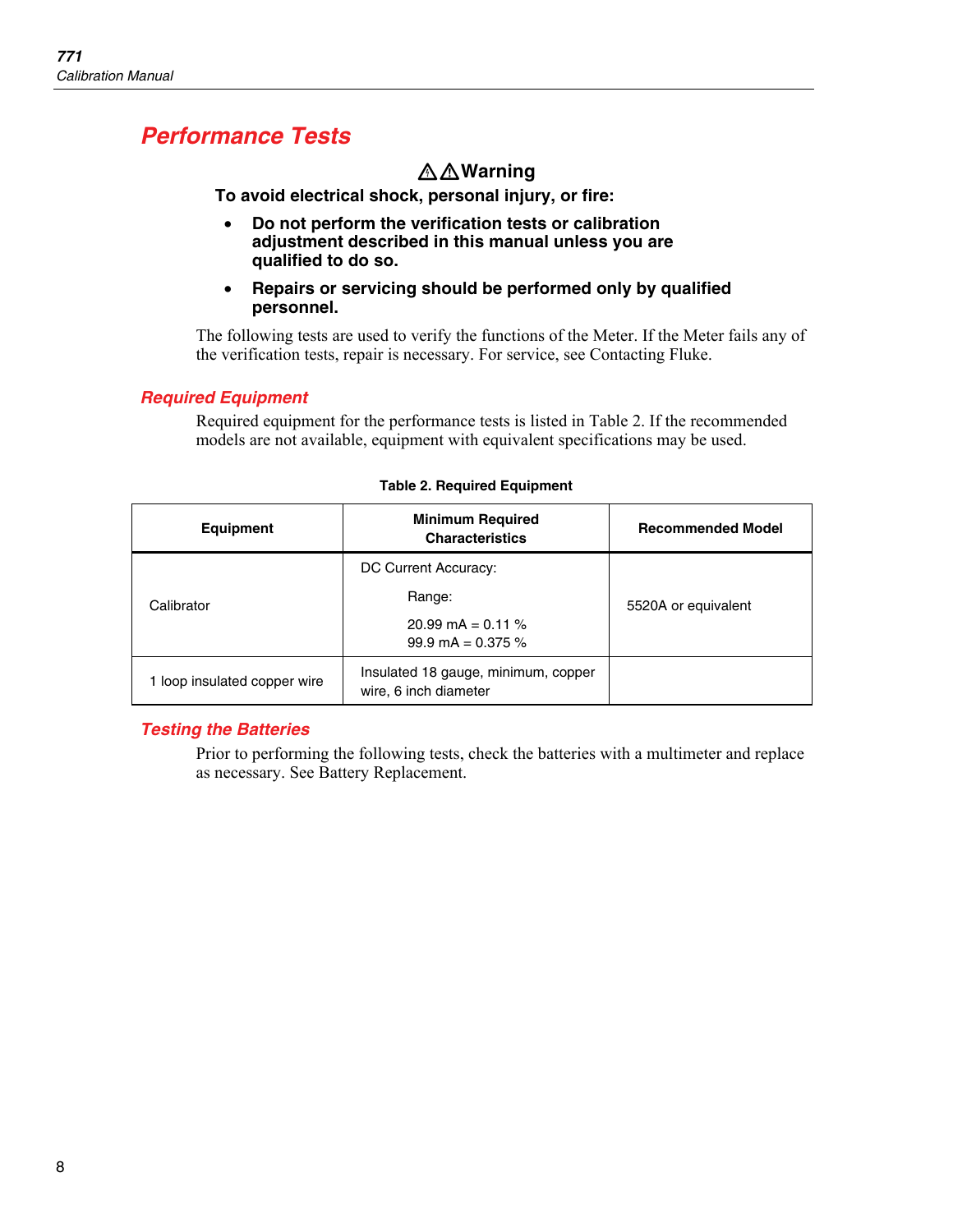# Performance Tests

**⚠⚠Warning**

**To avoid electrical shock, personal injury, or fire:**

- **Do not perform the verification tests or calibration adjustment described in this manual unless you are qualified to do so.**
- **Repairs or servicing should be performed only by qualified personnel.**

The following tests are used to verify the functions of the Meter. If the Meter fails any of the verification tests, repair is necessary. For service, see Contacting Fluke.

## Required Equipment

Required equipment for the performance tests is listed in Table 2. If the recommended models are not available, equipment with equivalent specifications may be used.

**Table 2. Required Equipment**

| Equipment | Minimum Required Characteristics | Recommended Model |
|---|---|---|
| Calibrator | DC Current Accuracy:<br>Range:<br>20.99 mA = 0.11 %<br>99.9 mA = 0.375 % | 5520A or equivalent |
| 1 loop insulated copper wire | Insulated 18 gauge, minimum, copper wire, 6 inch diameter | |

## Testing the Batteries

Prior to performing the following tests, check the batteries with a multimeter and replace as necessary. See Battery Replacement.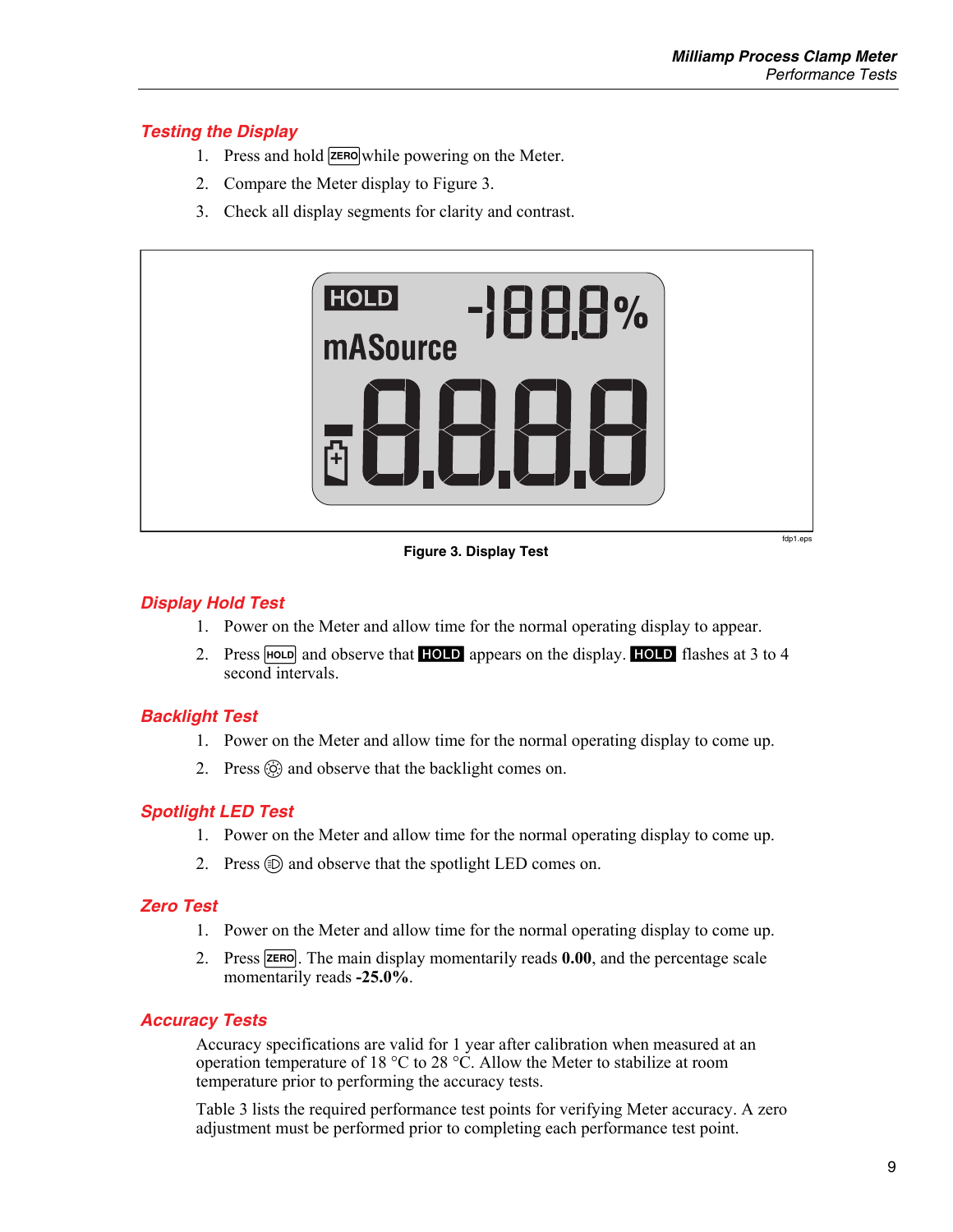## Testing the Display

1. Press and hold ZERO while powering on the Meter.
2. Compare the Meter display to Figure 3.
3. Check all display segments for clarity and contrast.

Figure 3. Display Test

## Display Hold Test

1. Power on the Meter and allow time for the normal operating display to appear.
2. Press HOLD and observe that HOLD appears on the display. HOLD flashes at 3 to 4 second intervals.

## Backlight Test

1. Power on the Meter and allow time for the normal operating display to come up.
2. Press ☼ and observe that the backlight comes on.

## Spotlight LED Test

1. Power on the Meter and allow time for the normal operating display to come up.
2. Press the spotlight button and observe that the spotlight LED comes on.

## Zero Test

1. Power on the Meter and allow time for the normal operating display to come up.
2. Press ZERO. The main display momentarily reads **0.00**, and the percentage scale momentarily reads **-25.0%**.

## Accuracy Tests

Accuracy specifications are valid for 1 year after calibration when measured at an operation temperature of 18 °C to 28 °C. Allow the Meter to stabilize at room temperature prior to performing the accuracy tests.

Table 3 lists the required performance test points for verifying Meter accuracy. A zero adjustment must be performed prior to completing each performance test point.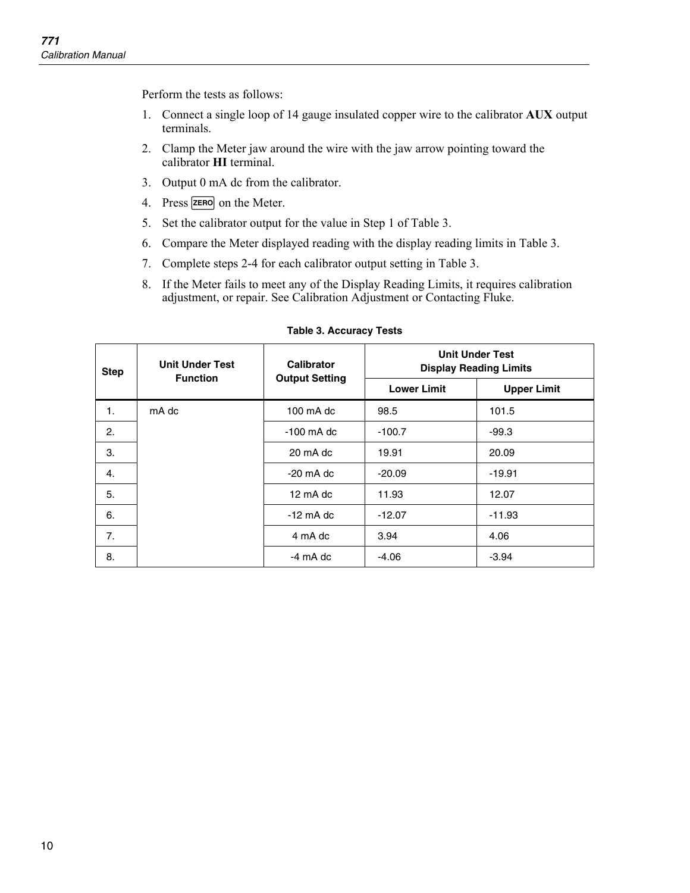Perform the tests as follows:

1. Connect a single loop of 14 gauge insulated copper wire to the calibrator **AUX** output terminals.
2. Clamp the Meter jaw around the wire with the jaw arrow pointing toward the calibrator **HI** terminal.
3. Output 0 mA dc from the calibrator.
4. Press ZERO on the Meter.
5. Set the calibrator output for the value in Step 1 of Table 3.
6. Compare the Meter displayed reading with the display reading limits in Table 3.
7. Complete steps 2-4 for each calibrator output setting in Table 3.
8. If the Meter fails to meet any of the Display Reading Limits, it requires calibration adjustment, or repair. See Calibration Adjustment or Contacting Fluke.

**Table 3. Accuracy Tests**

| Step | Unit Under Test Function | Calibrator Output Setting | Unit Under Test Display Reading Limits | |
|---|---|---|---|---|
| | | | Lower Limit | Upper Limit |
| 1. | mA dc | 100 mA dc | 98.5 | 101.5 |
| 2. | | -100 mA dc | -100.7 | -99.3 |
| 3. | | 20 mA dc | 19.91 | 20.09 |
| 4. | | -20 mA dc | -20.09 | -19.91 |
| 5. | | 12 mA dc | 11.93 | 12.07 |
| 6. | | -12 mA dc | -12.07 | -11.93 |
| 7. | | 4 mA dc | 3.94 | 4.06 |
| 8. | | -4 mA dc | -4.06 | -3.94 |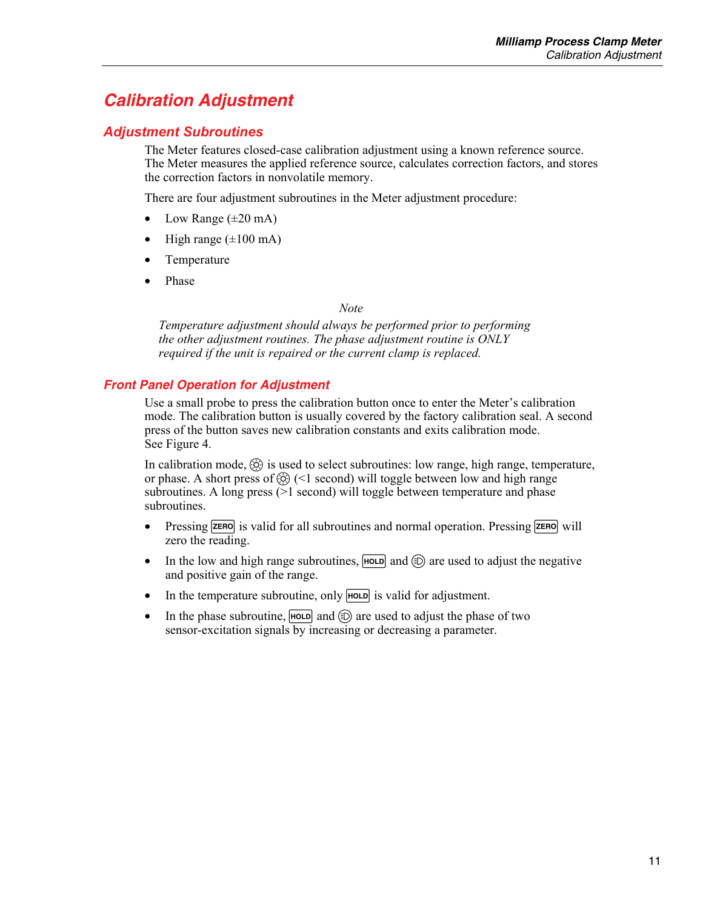# Calibration Adjustment

## Adjustment Subroutines

The Meter features closed-case calibration adjustment using a known reference source. The Meter measures the applied reference source, calculates correction factors, and stores the correction factors in nonvolatile memory.

There are four adjustment subroutines in the Meter adjustment procedure:

- Low Range (±20 mA)
- High range (±100 mA)
- Temperature
- Phase

*Note*

*Temperature adjustment should always be performed prior to performing the other adjustment routines. The phase adjustment routine is ONLY required if the unit is repaired or the current clamp is replaced.*

## Front Panel Operation for Adjustment

Use a small probe to press the calibration button once to enter the Meter's calibration mode. The calibration button is usually covered by the factory calibration seal. A second press of the button saves new calibration constants and exits calibration mode. See Figure 4.

In calibration mode, ⚙ is used to select subroutines: low range, high range, temperature, or phase. A short press of ⚙ (<1 second) will toggle between low and high range subroutines. A long press (>1 second) will toggle between temperature and phase subroutines.

- Pressing ZERO is valid for all subroutines and normal operation. Pressing ZERO will zero the reading.
- In the low and high range subroutines, HOLD and ☼ are used to adjust the negative and positive gain of the range.
- In the temperature subroutine, only HOLD is valid for adjustment.
- In the phase subroutine, HOLD and ☼ are used to adjust the phase of two sensor-excitation signals by increasing or decreasing a parameter.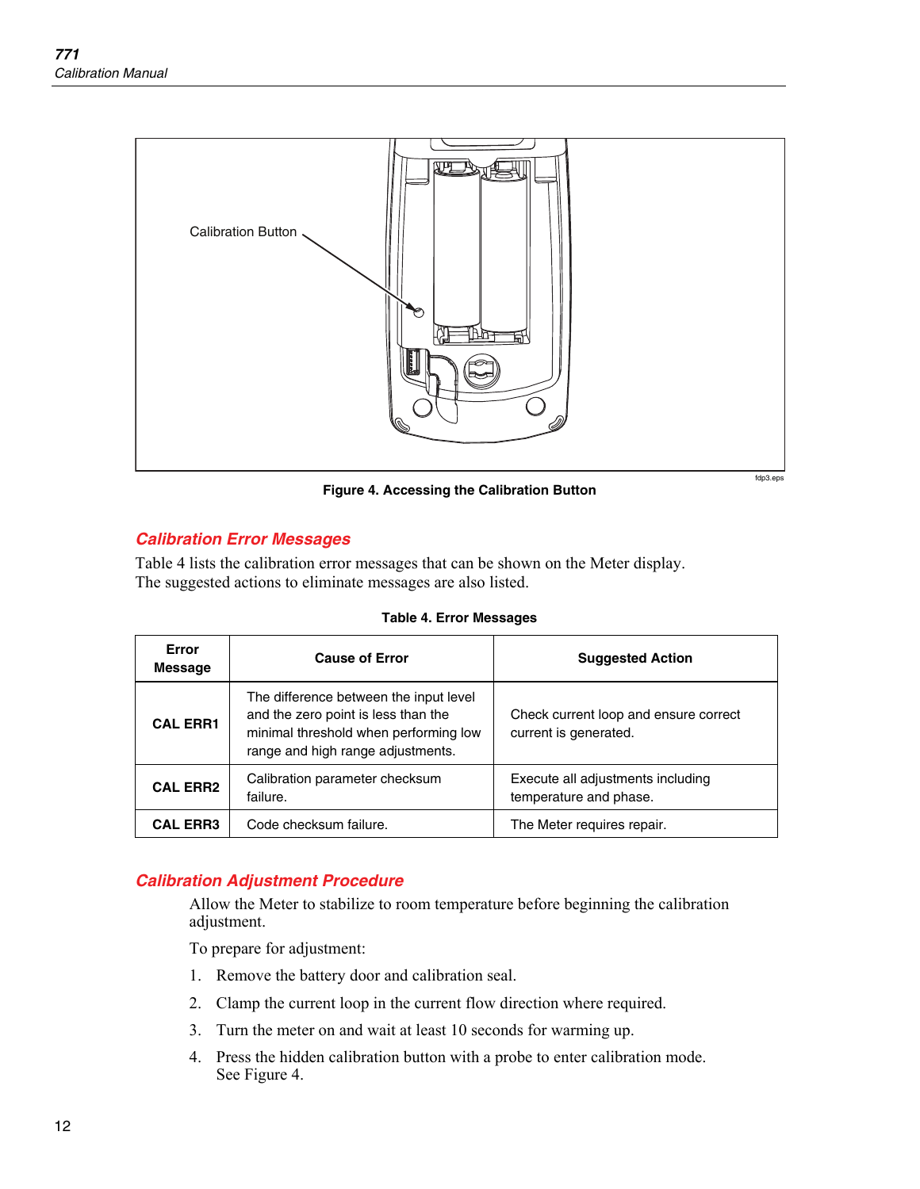Calibration Button

fdp3.eps

**Figure 4. Accessing the Calibration Button**

## Calibration Error Messages

Table 4 lists the calibration error messages that can be shown on the Meter display. The suggested actions to eliminate messages are also listed.

**Table 4. Error Messages**

| Error Message | Cause of Error | Suggested Action |
|---|---|---|
| **CAL ERR1** | The difference between the input level and the zero point is less than the minimal threshold when performing low range and high range adjustments. | Check current loop and ensure correct current is generated. |
| **CAL ERR2** | Calibration parameter checksum failure. | Execute all adjustments including temperature and phase. |
| **CAL ERR3** | Code checksum failure. | The Meter requires repair. |

## Calibration Adjustment Procedure

Allow the Meter to stabilize to room temperature before beginning the calibration adjustment.

To prepare for adjustment:

1. Remove the battery door and calibration seal.
2. Clamp the current loop in the current flow direction where required.
3. Turn the meter on and wait at least 10 seconds for warming up.
4. Press the hidden calibration button with a probe to enter calibration mode. See Figure 4.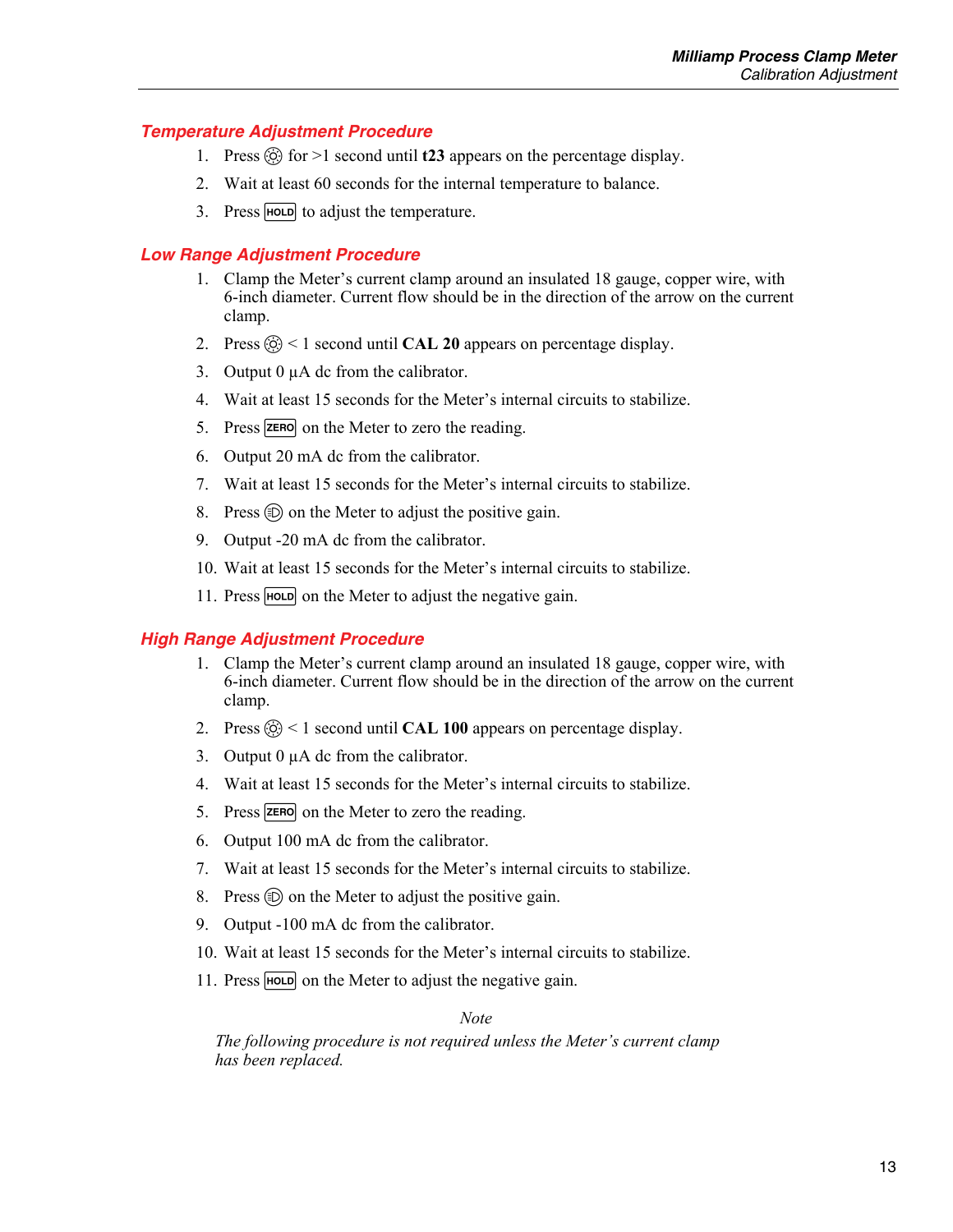### Temperature Adjustment Procedure

1. Press ⚙ for >1 second until **t23** appears on the percentage display.
2. Wait at least 60 seconds for the internal temperature to balance.
3. Press HOLD to adjust the temperature.

### Low Range Adjustment Procedure

1. Clamp the Meter's current clamp around an insulated 18 gauge, copper wire, with 6-inch diameter. Current flow should be in the direction of the arrow on the current clamp.
2. Press ⚙ < 1 second until **CAL 20** appears on percentage display.
3. Output 0 µA dc from the calibrator.
4. Wait at least 15 seconds for the Meter's internal circuits to stabilize.
5. Press ZERO on the Meter to zero the reading.
6. Output 20 mA dc from the calibrator.
7. Wait at least 15 seconds for the Meter's internal circuits to stabilize.
8. Press ☼ on the Meter to adjust the positive gain.
9. Output -20 mA dc from the calibrator.
10. Wait at least 15 seconds for the Meter's internal circuits to stabilize.
11. Press HOLD on the Meter to adjust the negative gain.

### High Range Adjustment Procedure

1. Clamp the Meter's current clamp around an insulated 18 gauge, copper wire, with 6-inch diameter. Current flow should be in the direction of the arrow on the current clamp.
2. Press ⚙ < 1 second until **CAL 100** appears on percentage display.
3. Output 0 µA dc from the calibrator.
4. Wait at least 15 seconds for the Meter's internal circuits to stabilize.
5. Press ZERO on the Meter to zero the reading.
6. Output 100 mA dc from the calibrator.
7. Wait at least 15 seconds for the Meter's internal circuits to stabilize.
8. Press ☼ on the Meter to adjust the positive gain.
9. Output -100 mA dc from the calibrator.
10. Wait at least 15 seconds for the Meter's internal circuits to stabilize.
11. Press HOLD on the Meter to adjust the negative gain.

*Note*

*The following procedure is not required unless the Meter's current clamp has been replaced.*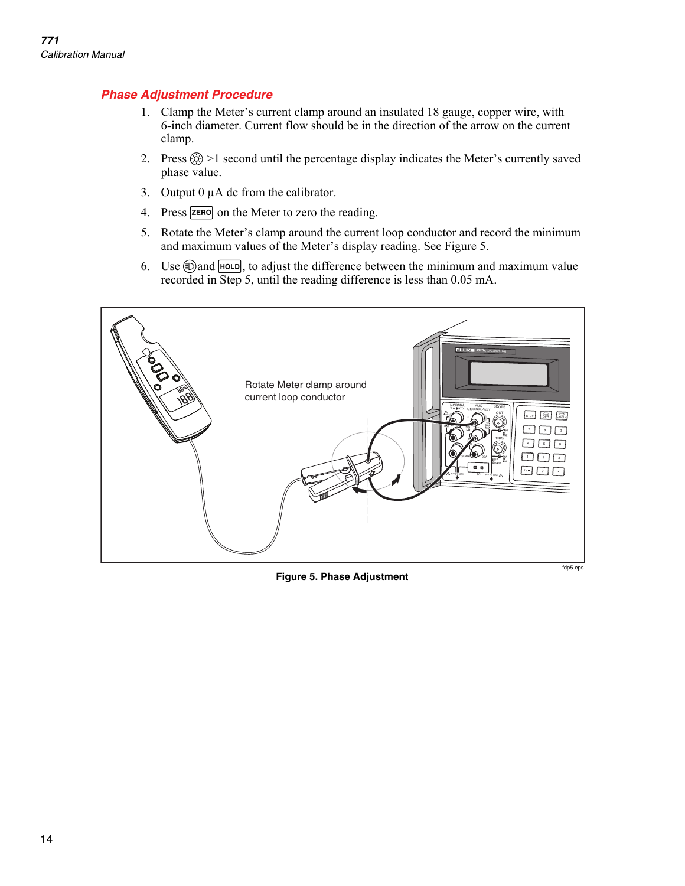## Phase Adjustment Procedure

1. Clamp the Meter's current clamp around an insulated 18 gauge, copper wire, with 6-inch diameter. Current flow should be in the direction of the arrow on the current clamp.
2. Press ☼ >1 second until the percentage display indicates the Meter's currently saved phase value.
3. Output 0 µA dc from the calibrator.
4. Press ZERO on the Meter to zero the reading.
5. Rotate the Meter's clamp around the current loop conductor and record the minimum and maximum values of the Meter's display reading. See Figure 5.
6. Use ◐ and HOLD, to adjust the difference between the minimum and maximum value recorded in Step 5, until the reading difference is less than 0.05 mA.

Rotate Meter clamp around current loop conductor

fdp5.eps

**Figure 5. Phase Adjustment**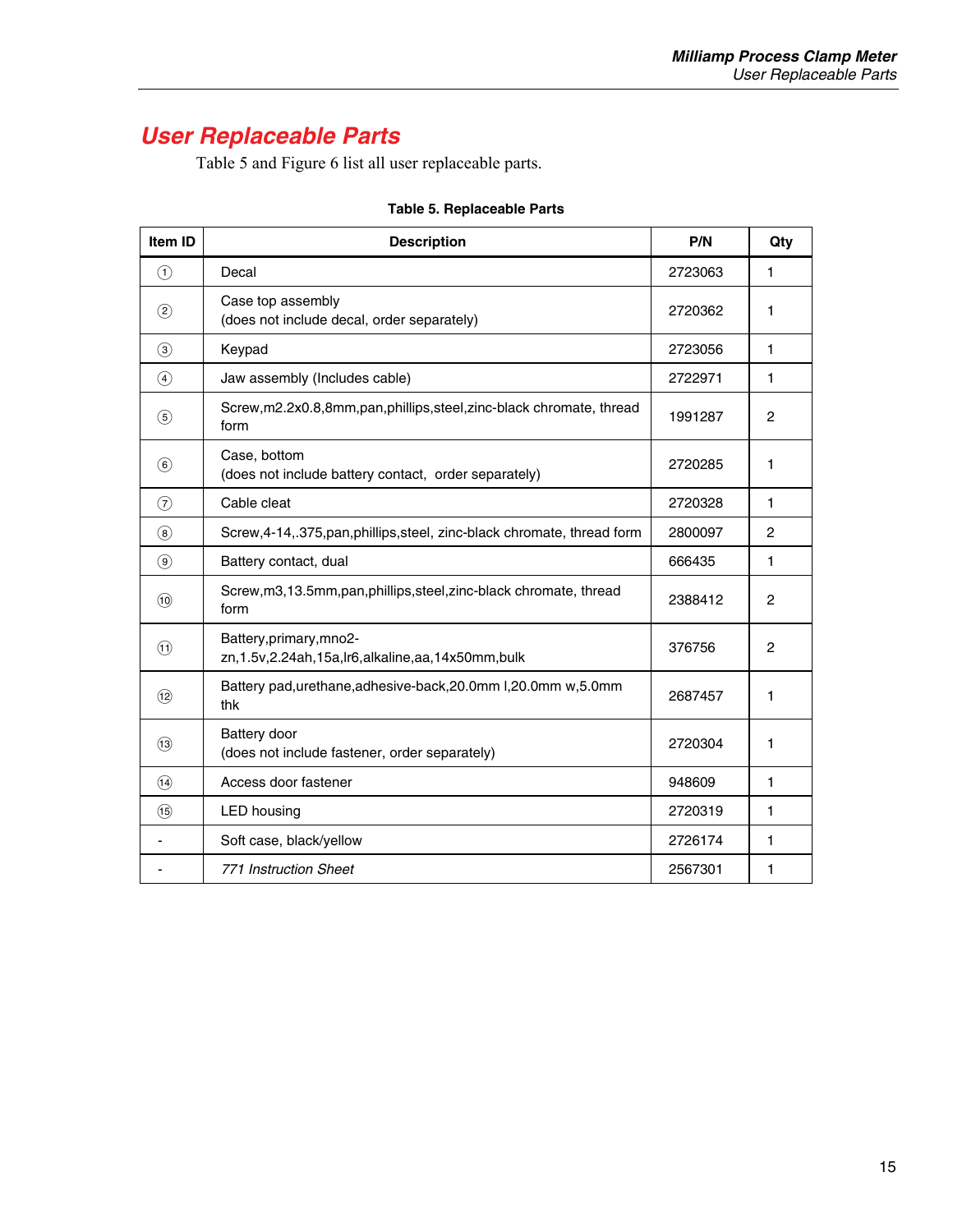# User Replaceable Parts

Table 5 and Figure 6 list all user replaceable parts.

**Table 5. Replaceable Parts**

| Item ID | Description | P/N | Qty |
|---|---|---|---|
| ① | Decal | 2723063 | 1 |
| ② | Case top assembly (does not include decal, order separately) | 2720362 | 1 |
| ③ | Keypad | 2723056 | 1 |
| ④ | Jaw assembly (Includes cable) | 2722971 | 1 |
| ⑤ | Screw,m2.2x0.8,8mm,pan,phillips,steel,zinc-black chromate, thread form | 1991287 | 2 |
| ⑥ | Case, bottom (does not include battery contact, order separately) | 2720285 | 1 |
| ⑦ | Cable cleat | 2720328 | 1 |
| ⑧ | Screw,4-14,.375,pan,phillips,steel, zinc-black chromate, thread form | 2800097 | 2 |
| ⑨ | Battery contact, dual | 666435 | 1 |
| ⑩ | Screw,m3,13.5mm,pan,phillips,steel,zinc-black chromate, thread form | 2388412 | 2 |
| ⑪ | Battery,primary,mno2-zn,1.5v,2.24ah,15a,lr6,alkaline,aa,14x50mm,bulk | 376756 | 2 |
| ⑫ | Battery pad,urethane,adhesive-back,20.0mm l,20.0mm w,5.0mm thk | 2687457 | 1 |
| ⑬ | Battery door (does not include fastener, order separately) | 2720304 | 1 |
| ⑭ | Access door fastener | 948609 | 1 |
| ⑮ | LED housing | 2720319 | 1 |
| - | Soft case, black/yellow | 2726174 | 1 |
| - | *771 Instruction Sheet* | 2567301 | 1 |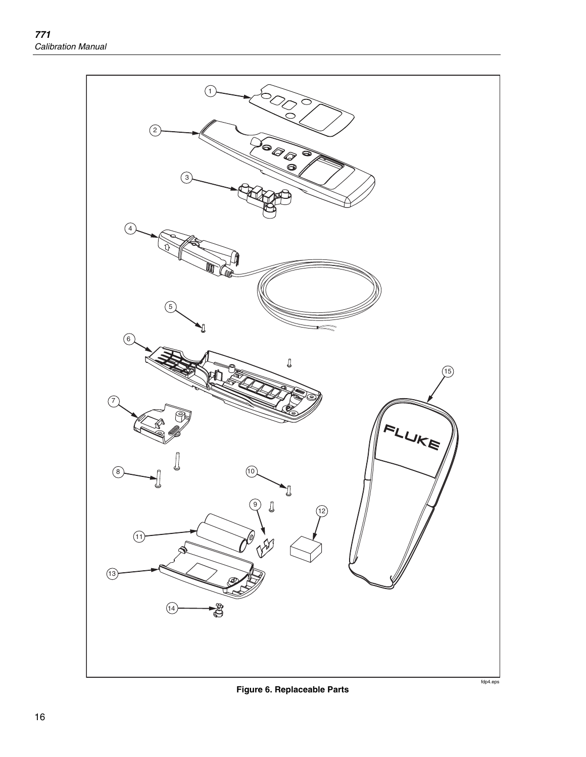1

2

3

4

5

6

7

8

9

10

11

12

13

14

15

FLUKE

fdp4.eps

**Figure 6. Replaceable Parts**